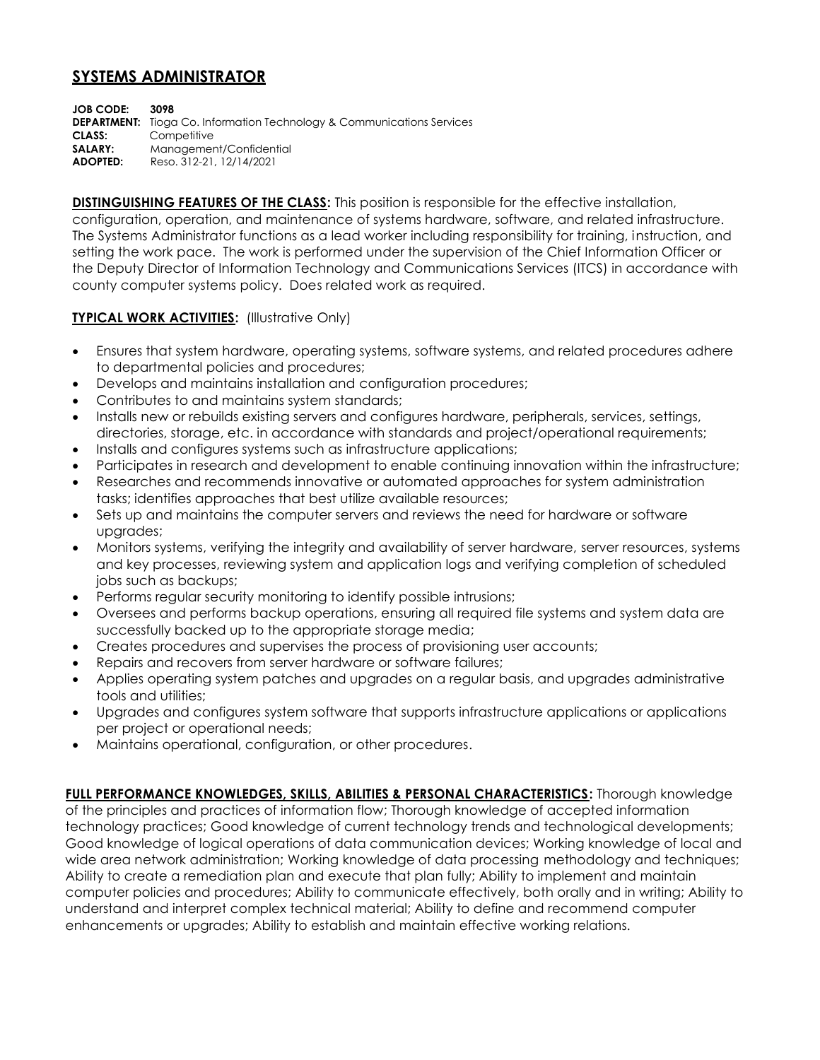# SYSTEMS ADMINISTRATOR

**JOB CODE:** **3098**
**DEPARTMENT:** Tioga Co. Information Technology & Communications Services
**CLASS:** Competitive
**SALARY:** Management/Confidential
**ADOPTED:** Reso. 312-21, 12/14/2021

**DISTINGUISHING FEATURES OF THE CLASS:** This position is responsible for the effective installation, configuration, operation, and maintenance of systems hardware, software, and related infrastructure. The Systems Administrator functions as a lead worker including responsibility for training, instruction, and setting the work pace. The work is performed under the supervision of the Chief Information Officer or the Deputy Director of Information Technology and Communications Services (ITCS) in accordance with county computer systems policy. Does related work as required.

**TYPICAL WORK ACTIVITIES:** (Illustrative Only)

- Ensures that system hardware, operating systems, software systems, and related procedures adhere to departmental policies and procedures;
- Develops and maintains installation and configuration procedures;
- Contributes to and maintains system standards;
- Installs new or rebuilds existing servers and configures hardware, peripherals, services, settings, directories, storage, etc. in accordance with standards and project/operational requirements;
- Installs and configures systems such as infrastructure applications;
- Participates in research and development to enable continuing innovation within the infrastructure;
- Researches and recommends innovative or automated approaches for system administration tasks; identifies approaches that best utilize available resources;
- Sets up and maintains the computer servers and reviews the need for hardware or software upgrades;
- Monitors systems, verifying the integrity and availability of server hardware, server resources, systems and key processes, reviewing system and application logs and verifying completion of scheduled jobs such as backups;
- Performs regular security monitoring to identify possible intrusions;
- Oversees and performs backup operations, ensuring all required file systems and system data are successfully backed up to the appropriate storage media;
- Creates procedures and supervises the process of provisioning user accounts;
- Repairs and recovers from server hardware or software failures;
- Applies operating system patches and upgrades on a regular basis, and upgrades administrative tools and utilities;
- Upgrades and configures system software that supports infrastructure applications or applications per project or operational needs;
- Maintains operational, configuration, or other procedures.

**FULL PERFORMANCE KNOWLEDGES, SKILLS, ABILITIES & PERSONAL CHARACTERISTICS:** Thorough knowledge of the principles and practices of information flow; Thorough knowledge of accepted information technology practices; Good knowledge of current technology trends and technological developments; Good knowledge of logical operations of data communication devices; Working knowledge of local and wide area network administration; Working knowledge of data processing methodology and techniques; Ability to create a remediation plan and execute that plan fully; Ability to implement and maintain computer policies and procedures; Ability to communicate effectively, both orally and in writing; Ability to understand and interpret complex technical material; Ability to define and recommend computer enhancements or upgrades; Ability to establish and maintain effective working relations.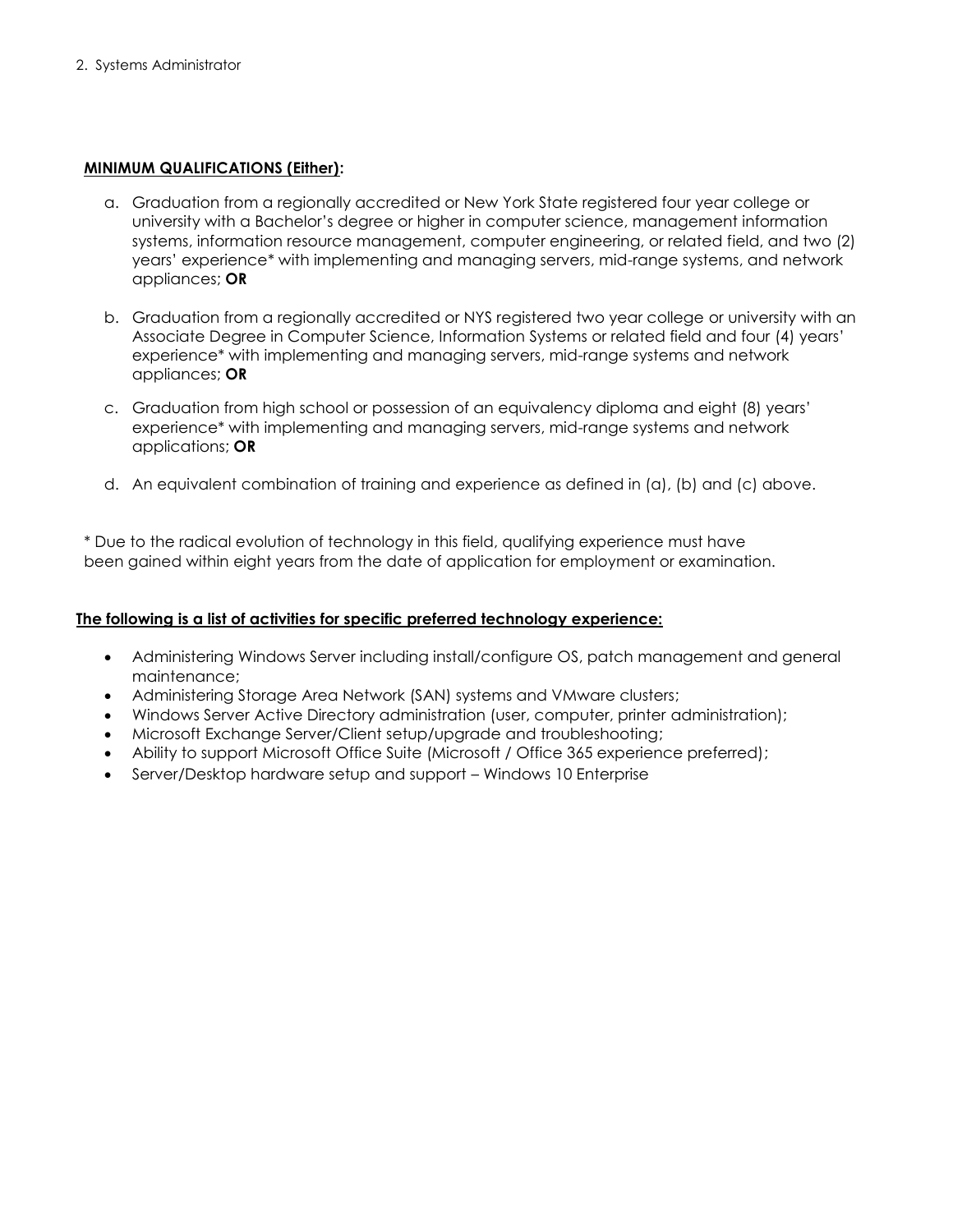2. Systems Administrator

**MINIMUM QUALIFICATIONS (Either):**

a. Graduation from a regionally accredited or New York State registered four year college or university with a Bachelor's degree or higher in computer science, management information systems, information resource management, computer engineering, or related field, and two (2) years' experience* with implementing and managing servers, mid-range systems, and network appliances; **OR**

b. Graduation from a regionally accredited or NYS registered two year college or university with an Associate Degree in Computer Science, Information Systems or related field and four (4) years' experience* with implementing and managing servers, mid-range systems and network appliances; **OR**

c. Graduation from high school or possession of an equivalency diploma and eight (8) years' experience* with implementing and managing servers, mid-range systems and network applications; **OR**

d. An equivalent combination of training and experience as defined in (a), (b) and (c) above.

* Due to the radical evolution of technology in this field, qualifying experience must have been gained within eight years from the date of application for employment or examination.

**The following is a list of activities for specific preferred technology experience:**

- Administering Windows Server including install/configure OS, patch management and general maintenance;
- Administering Storage Area Network (SAN) systems and VMware clusters;
- Windows Server Active Directory administration (user, computer, printer administration);
- Microsoft Exchange Server/Client setup/upgrade and troubleshooting;
- Ability to support Microsoft Office Suite (Microsoft / Office 365 experience preferred);
- Server/Desktop hardware setup and support – Windows 10 Enterprise